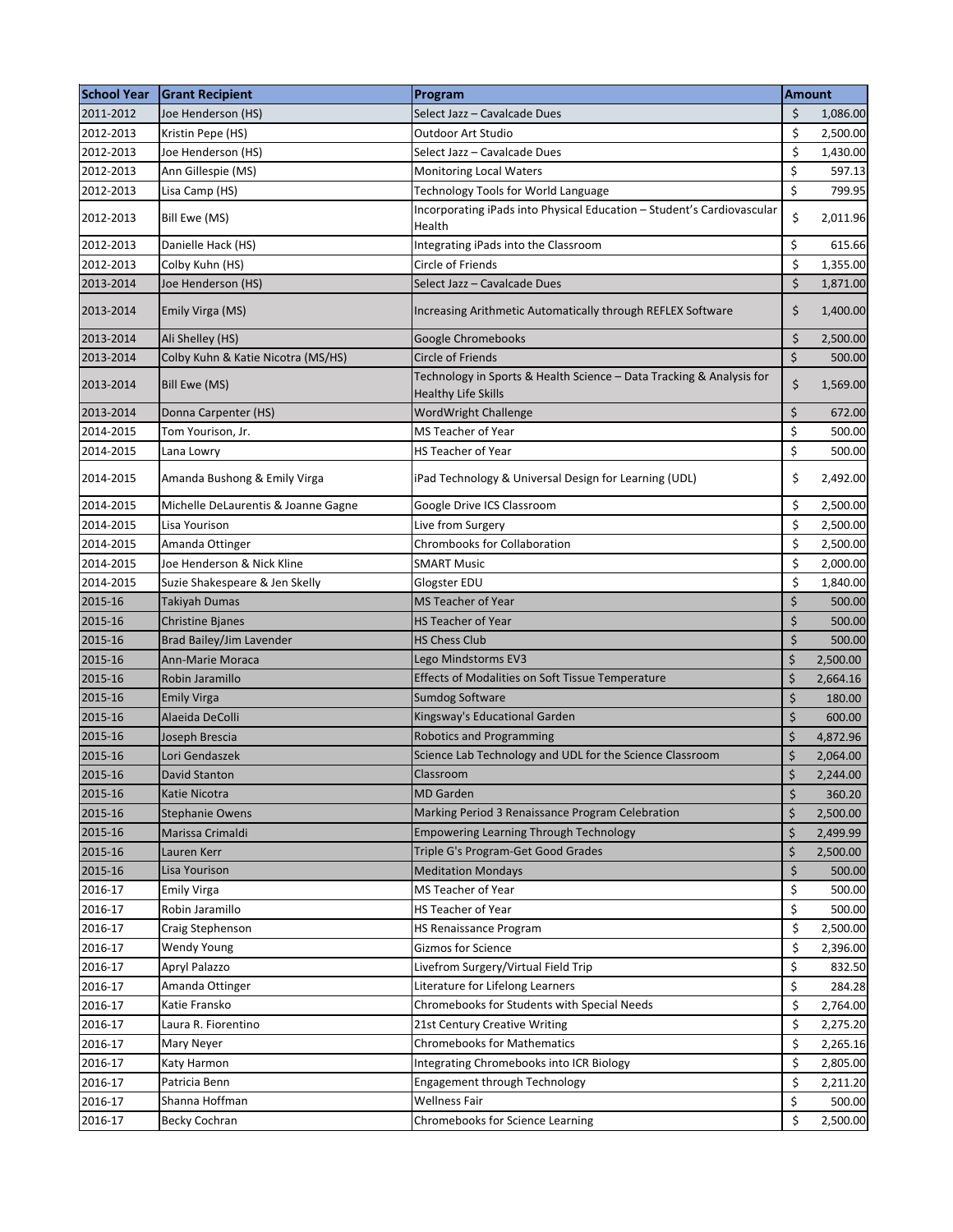| School Year | Grant Recipient | Program | Amount |
| --- | --- | --- | --- |
| 2011-2012 | Joe Henderson (HS) | Select Jazz – Cavalcade Dues | $ 1,086.00 |
| 2012-2013 | Kristin Pepe (HS) | Outdoor Art Studio | $ 2,500.00 |
| 2012-2013 | Joe Henderson (HS) | Select Jazz – Cavalcade Dues | $ 1,430.00 |
| 2012-2013 | Ann Gillespie (MS) | Monitoring Local Waters | $ 597.13 |
| 2012-2013 | Lisa Camp (HS) | Technology Tools for World Language | $ 799.95 |
| 2012-2013 | Bill Ewe (MS) | Incorporating iPads into Physical Education – Student's Cardiovascular Health | $ 2,011.96 |
| 2012-2013 | Danielle Hack (HS) | Integrating iPads into the Classroom | $ 615.66 |
| 2012-2013 | Colby Kuhn (HS) | Circle of Friends | $ 1,355.00 |
| 2013-2014 | Joe Henderson (HS) | Select Jazz – Cavalcade Dues | $ 1,871.00 |
| 2013-2014 | Emily Virga (MS) | Increasing Arithmetic Automatically through REFLEX Software | $ 1,400.00 |
| 2013-2014 | Ali Shelley (HS) | Google Chromebooks | $ 2,500.00 |
| 2013-2014 | Colby Kuhn & Katie Nicotra (MS/HS) | Circle of Friends | $ 500.00 |
| 2013-2014 | Bill Ewe (MS) | Technology in Sports & Health Science – Data Tracking & Analysis for Healthy Life Skills | $ 1,569.00 |
| 2013-2014 | Donna Carpenter (HS) | WordWright Challenge | $ 672.00 |
| 2014-2015 | Tom Yourison, Jr. | MS Teacher of Year | $ 500.00 |
| 2014-2015 | Lana Lowry | HS Teacher of Year | $ 500.00 |
| 2014-2015 | Amanda Bushong & Emily Virga | iPad Technology & Universal Design for Learning (UDL) | $ 2,492.00 |
| 2014-2015 | Michelle DeLaurentis & Joanne Gagne | Google Drive ICS Classroom | $ 2,500.00 |
| 2014-2015 | Lisa Yourison | Live from Surgery | $ 2,500.00 |
| 2014-2015 | Amanda Ottinger | Chrombooks for Collaboration | $ 2,500.00 |
| 2014-2015 | Joe Henderson & Nick Kline | SMART Music | $ 2,000.00 |
| 2014-2015 | Suzie Shakespeare & Jen Skelly | Glogster EDU | $ 1,840.00 |
| 2015-16 | Takiyah Dumas | MS Teacher of Year | $ 500.00 |
| 2015-16 | Christine Bjanes | HS Teacher of Year | $ 500.00 |
| 2015-16 | Brad Bailey/Jim Lavender | HS Chess Club | $ 500.00 |
| 2015-16 | Ann-Marie Moraca | Lego Mindstorms EV3 | $ 2,500.00 |
| 2015-16 | Robin Jaramillo | Effects of Modalities on Soft Tissue Temperature | $ 2,664.16 |
| 2015-16 | Emily Virga | Sumdog Software | $ 180.00 |
| 2015-16 | Alaeida DeColli | Kingsway's Educational Garden | $ 600.00 |
| 2015-16 | Joseph Brescia | Robotics and Programming | $ 4,872.96 |
| 2015-16 | Lori Gendaszek | Science Lab Technology and UDL for the Science Classroom | $ 2,064.00 |
| 2015-16 | David Stanton | Classroom | $ 2,244.00 |
| 2015-16 | Katie Nicotra | MD Garden | $ 360.20 |
| 2015-16 | Stephanie Owens | Marking Period 3 Renaissance Program Celebration | $ 2,500.00 |
| 2015-16 | Marissa Crimaldi | Empowering Learning Through Technology | $ 2,499.99 |
| 2015-16 | Lauren Kerr | Triple G's Program-Get Good Grades | $ 2,500.00 |
| 2015-16 | Lisa Yourison | Meditation Mondays | $ 500.00 |
| 2016-17 | Emily Virga | MS Teacher of Year | $ 500.00 |
| 2016-17 | Robin Jaramillo | HS Teacher of Year | $ 500.00 |
| 2016-17 | Craig Stephenson | HS Renaissance Program | $ 2,500.00 |
| 2016-17 | Wendy Young | Gizmos for Science | $ 2,396.00 |
| 2016-17 | Apryl Palazzo | Livefrom Surgery/Virtual Field Trip | $ 832.50 |
| 2016-17 | Amanda Ottinger | Literature for Lifelong Learners | $ 284.28 |
| 2016-17 | Katie Fransko | Chromebooks for Students with Special Needs | $ 2,764.00 |
| 2016-17 | Laura R. Fiorentino | 21st Century Creative Writing | $ 2,275.20 |
| 2016-17 | Mary Neyer | Chromebooks for Mathematics | $ 2,265.16 |
| 2016-17 | Katy Harmon | Integrating Chromebooks into ICR Biology | $ 2,805.00 |
| 2016-17 | Patricia Benn | Engagement through Technology | $ 2,211.20 |
| 2016-17 | Shanna Hoffman | Wellness Fair | $ 500.00 |
| 2016-17 | Becky Cochran | Chromebooks for Science Learning | $ 2,500.00 |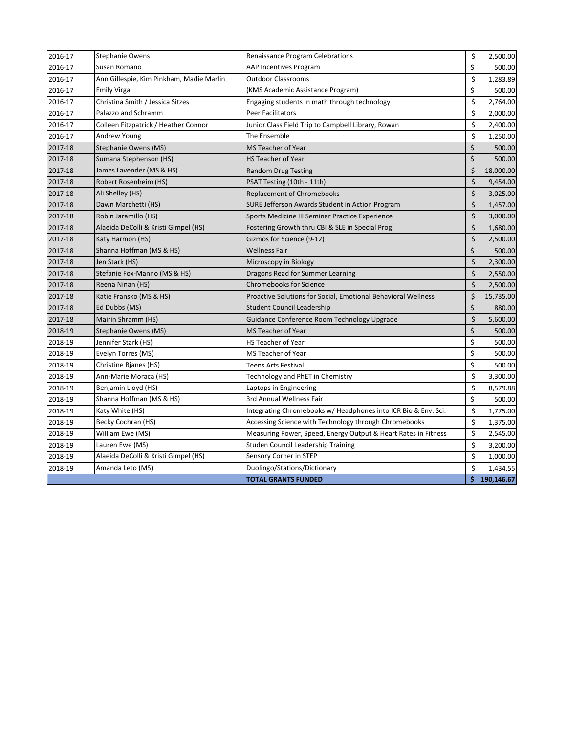| | | | |
|---|---|---|---|
| 2016-17 | Stephanie Owens | Renaissance Program Celebrations | $ 2,500.00 |
| 2016-17 | Susan Romano | AAP Incentives Program | $ 500.00 |
| 2016-17 | Ann Gillespie, Kim Pinkham, Madie Marlin | Outdoor Classrooms | $ 1,283.89 |
| 2016-17 | Emily Virga | (KMS Academic Assistance Program) | $ 500.00 |
| 2016-17 | Christina Smith / Jessica Sitzes | Engaging students in math through technology | $ 2,764.00 |
| 2016-17 | Palazzo and Schramm | Peer Facilitators | $ 2,000.00 |
| 2016-17 | Colleen Fitzpatrick / Heather Connor | Junior Class Field Trip to Campbell Library, Rowan | $ 2,400.00 |
| 2016-17 | Andrew Young | The Ensemble | $ 1,250.00 |
| 2017-18 | Stephanie Owens (MS) | MS Teacher of Year | $ 500.00 |
| 2017-18 | Sumana Stephenson (HS) | HS Teacher of Year | $ 500.00 |
| 2017-18 | James Lavender (MS & HS) | Random Drug Testing | $ 18,000.00 |
| 2017-18 | Robert Rosenheim (HS) | PSAT Testing (10th - 11th) | $ 9,454.00 |
| 2017-18 | Ali Shelley (HS) | Replacement of Chromebooks | $ 3,025.00 |
| 2017-18 | Dawn Marchetti (HS) | SURE Jefferson Awards Student in Action Program | $ 1,457.00 |
| 2017-18 | Robin Jaramillo (HS) | Sports Medicine III Seminar Practice Experience | $ 3,000.00 |
| 2017-18 | Alaeida DeColli & Kristi Gimpel (HS) | Fostering Growth thru CBI & SLE in Special Prog. | $ 1,680.00 |
| 2017-18 | Katy Harmon (HS) | Gizmos for Science (9-12) | $ 2,500.00 |
| 2017-18 | Shanna Hoffman (MS & HS) | Wellness Fair | $ 500.00 |
| 2017-18 | Jen Stark (HS) | Microscopy in Biology | $ 2,300.00 |
| 2017-18 | Stefanie Fox-Manno (MS & HS) | Dragons Read for Summer Learning | $ 2,550.00 |
| 2017-18 | Reena Ninan (HS) | Chromebooks for Science | $ 2,500.00 |
| 2017-18 | Katie Fransko (MS & HS) | Proactive Solutions for Social, Emotional Behavioral Wellness | $ 15,735.00 |
| 2017-18 | Ed Dubbs (MS) | Student Council Leadership | $ 880.00 |
| 2017-18 | Mairin Shramm (HS) | Guidance Conference Room Technology Upgrade | $ 5,600.00 |
| 2018-19 | Stephanie Owens (MS) | MS Teacher of Year | $ 500.00 |
| 2018-19 | Jennifer Stark (HS) | HS Teacher of Year | $ 500.00 |
| 2018-19 | Evelyn Torres (MS) | MS Teacher of Year | $ 500.00 |
| 2018-19 | Christine Bjanes (HS) | Teens Arts Festival | $ 500.00 |
| 2018-19 | Ann-Marie Moraca (HS) | Technology and PhET in Chemistry | $ 3,300.00 |
| 2018-19 | Benjamin Lloyd (HS) | Laptops in Engineering | $ 8,579.88 |
| 2018-19 | Shanna Hoffman (MS & HS) | 3rd Annual Wellness Fair | $ 500.00 |
| 2018-19 | Katy White (HS) | Integrating Chromebooks w/ Headphones into ICR Bio & Env. Sci. | $ 1,775.00 |
| 2018-19 | Becky Cochran (HS) | Accessing Science with Technology through Chromebooks | $ 1,375.00 |
| 2018-19 | William Ewe (MS) | Measuring Power, Speed, Energy Output & Heart Rates in Fitness | $ 2,545.00 |
| 2018-19 | Lauren Ewe (MS) | Studen Council Leadership Training | $ 3,200.00 |
| 2018-19 | Alaeida DeColli & Kristi Gimpel (HS) | Sensory Corner in STEP | $ 1,000.00 |
| 2018-19 | Amanda Leto (MS) | Duolingo/Stations/Dictionary | $ 1,434.55 |
| | | **TOTAL GRANTS FUNDED** | **$ 190,146.67** |